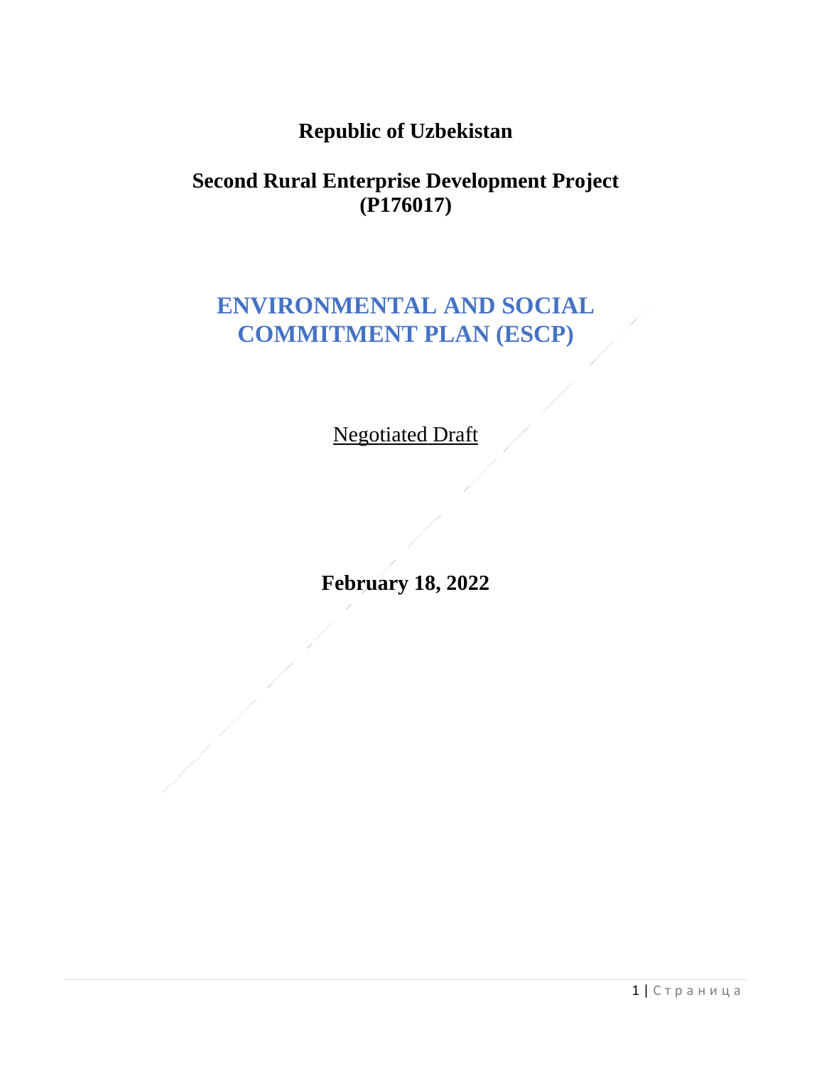**Republic of Uzbekistan**

**Second Rural Enterprise Development Project (P176017)**

# ENVIRONMENTAL AND SOCIAL COMMITMENT PLAN (ESCP)

Negotiated Draft

**February 18, 2022**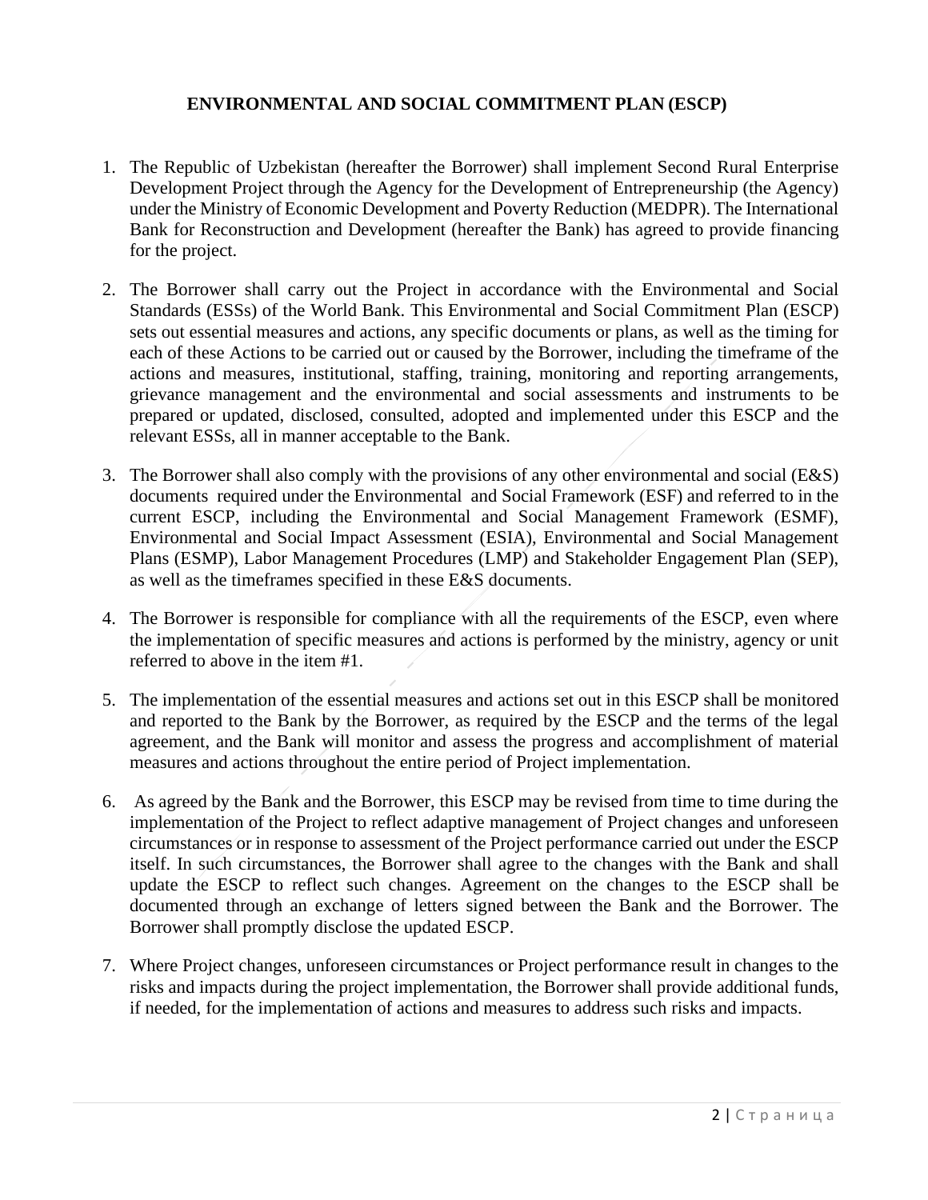# ENVIRONMENTAL AND SOCIAL COMMITMENT PLAN (ESCP)

1. The Republic of Uzbekistan (hereafter the Borrower) shall implement Second Rural Enterprise Development Project through the Agency for the Development of Entrepreneurship (the Agency) under the Ministry of Economic Development and Poverty Reduction (MEDPR). The International Bank for Reconstruction and Development (hereafter the Bank) has agreed to provide financing for the project.

2. The Borrower shall carry out the Project in accordance with the Environmental and Social Standards (ESSs) of the World Bank. This Environmental and Social Commitment Plan (ESCP) sets out essential measures and actions, any specific documents or plans, as well as the timing for each of these Actions to be carried out or caused by the Borrower, including the timeframe of the actions and measures, institutional, staffing, training, monitoring and reporting arrangements, grievance management and the environmental and social assessments and instruments to be prepared or updated, disclosed, consulted, adopted and implemented under this ESCP and the relevant ESSs, all in manner acceptable to the Bank.

3. The Borrower shall also comply with the provisions of any other environmental and social (E&S) documents required under the Environmental and Social Framework (ESF) and referred to in the current ESCP, including the Environmental and Social Management Framework (ESMF), Environmental and Social Impact Assessment (ESIA), Environmental and Social Management Plans (ESMP), Labor Management Procedures (LMP) and Stakeholder Engagement Plan (SEP), as well as the timeframes specified in these E&S documents.

4. The Borrower is responsible for compliance with all the requirements of the ESCP, even where the implementation of specific measures and actions is performed by the ministry, agency or unit referred to above in the item #1.

5. The implementation of the essential measures and actions set out in this ESCP shall be monitored and reported to the Bank by the Borrower, as required by the ESCP and the terms of the legal agreement, and the Bank will monitor and assess the progress and accomplishment of material measures and actions throughout the entire period of Project implementation.

6. As agreed by the Bank and the Borrower, this ESCP may be revised from time to time during the implementation of the Project to reflect adaptive management of Project changes and unforeseen circumstances or in response to assessment of the Project performance carried out under the ESCP itself. In such circumstances, the Borrower shall agree to the changes with the Bank and shall update the ESCP to reflect such changes. Agreement on the changes to the ESCP shall be documented through an exchange of letters signed between the Bank and the Borrower. The Borrower shall promptly disclose the updated ESCP.

7. Where Project changes, unforeseen circumstances or Project performance result in changes to the risks and impacts during the project implementation, the Borrower shall provide additional funds, if needed, for the implementation of actions and measures to address such risks and impacts.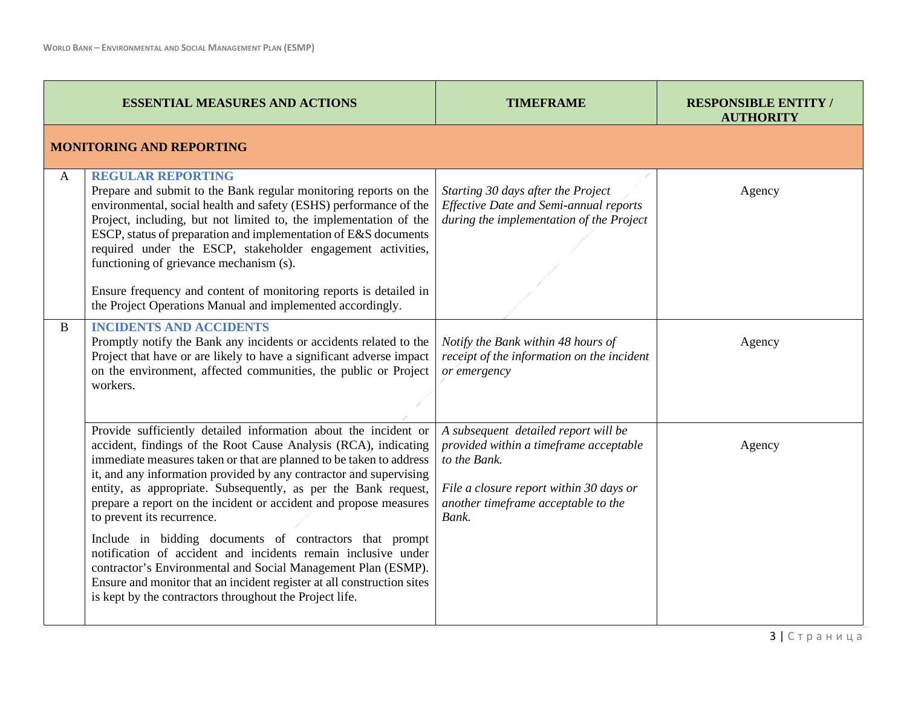| | ESSENTIAL MEASURES AND ACTIONS | TIMEFRAME | RESPONSIBLE ENTITY / AUTHORITY |
|---|---|---|---|
| **MONITORING AND REPORTING** | | | |
| A | **REGULAR REPORTING**<br>Prepare and submit to the Bank regular monitoring reports on the environmental, social health and safety (ESHS) performance of the Project, including, but not limited to, the implementation of the ESCP, status of preparation and implementation of E&S documents required under the ESCP, stakeholder engagement activities, functioning of grievance mechanism (s).<br><br>Ensure frequency and content of monitoring reports is detailed in the Project Operations Manual and implemented accordingly. | *Starting 30 days after the Project Effective Date and Semi-annual reports during the implementation of the Project* | Agency |
| B | **INCIDENTS AND ACCIDENTS**<br>Promptly notify the Bank any incidents or accidents related to the Project that have or are likely to have a significant adverse impact on the environment, affected communities, the public or Project workers. | *Notify the Bank within 48 hours of receipt of the information on the incident or emergency* | Agency |
| | Provide sufficiently detailed information about the incident or accident, findings of the Root Cause Analysis (RCA), indicating immediate measures taken or that are planned to be taken to address it, and any information provided by any contractor and supervising entity, as appropriate. Subsequently, as per the Bank request, prepare a report on the incident or accident and propose measures to prevent its recurrence.<br><br>Include in bidding documents of contractors that prompt notification of accident and incidents remain inclusive under contractor's Environmental and Social Management Plan (ESMP). Ensure and monitor that an incident register at all construction sites is kept by the contractors throughout the Project life. | *A subsequent detailed report will be provided within a timeframe acceptable to the Bank.*<br><br>*File a closure report within 30 days or another timeframe acceptable to the Bank.* | Agency |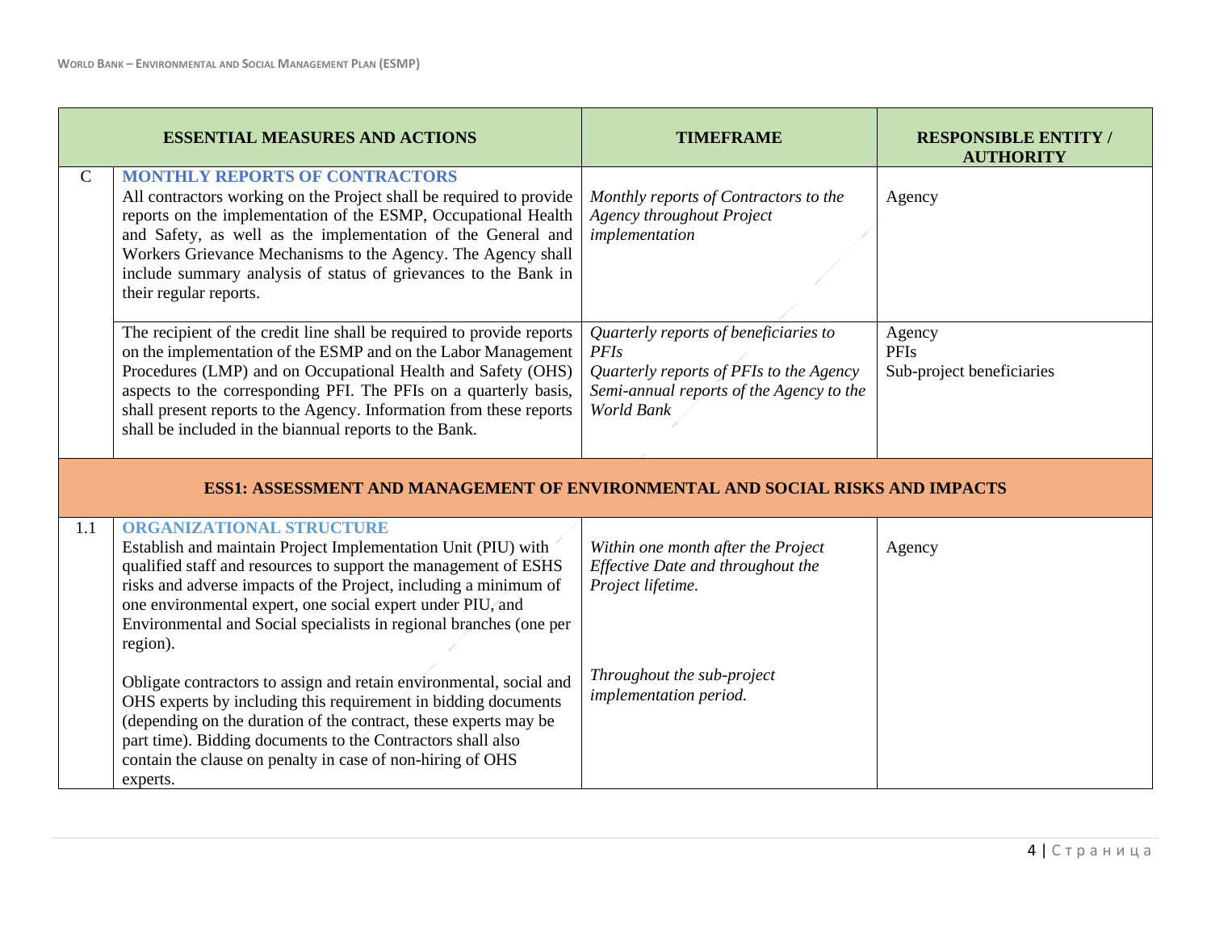| | ESSENTIAL MEASURES AND ACTIONS | TIMEFRAME | RESPONSIBLE ENTITY / AUTHORITY |
|---|---|---|---|
| C | **MONTHLY REPORTS OF CONTRACTORS**<br>All contractors working on the Project shall be required to provide reports on the implementation of the ESMP, Occupational Health and Safety, as well as the implementation of the General and Workers Grievance Mechanisms to the Agency. The Agency shall include summary analysis of status of grievances to the Bank in their regular reports. | *Monthly reports of Contractors to the Agency throughout Project implementation* | Agency |
| | The recipient of the credit line shall be required to provide reports on the implementation of the ESMP and on the Labor Management Procedures (LMP) and on Occupational Health and Safety (OHS) aspects to the corresponding PFI. The PFIs on a quarterly basis, shall present reports to the Agency. Information from these reports shall be included in the biannual reports to the Bank. | *Quarterly reports of beneficiaries to PFIs*<br>*Quarterly reports of PFIs to the Agency*<br>*Semi-annual reports of the Agency to the World Bank* | Agency<br>PFIs<br>Sub-project beneficiaries |
| | **ESS1: ASSESSMENT AND MANAGEMENT OF ENVIRONMENTAL AND SOCIAL RISKS AND IMPACTS** | | |
| 1.1 | **ORGANIZATIONAL STRUCTURE**<br>Establish and maintain Project Implementation Unit (PIU) with qualified staff and resources to support the management of ESHS risks and adverse impacts of the Project, including a minimum of one environmental expert, one social expert under PIU, and Environmental and Social specialists in regional branches (one per region).<br><br>Obligate contractors to assign and retain environmental, social and OHS experts by including this requirement in bidding documents (depending on the duration of the contract, these experts may be part time). Bidding documents to the Contractors shall also contain the clause on penalty in case of non-hiring of OHS experts. | *Within one month after the Project Effective Date and throughout the Project lifetime.*<br><br>*Throughout the sub-project implementation period.* | Agency |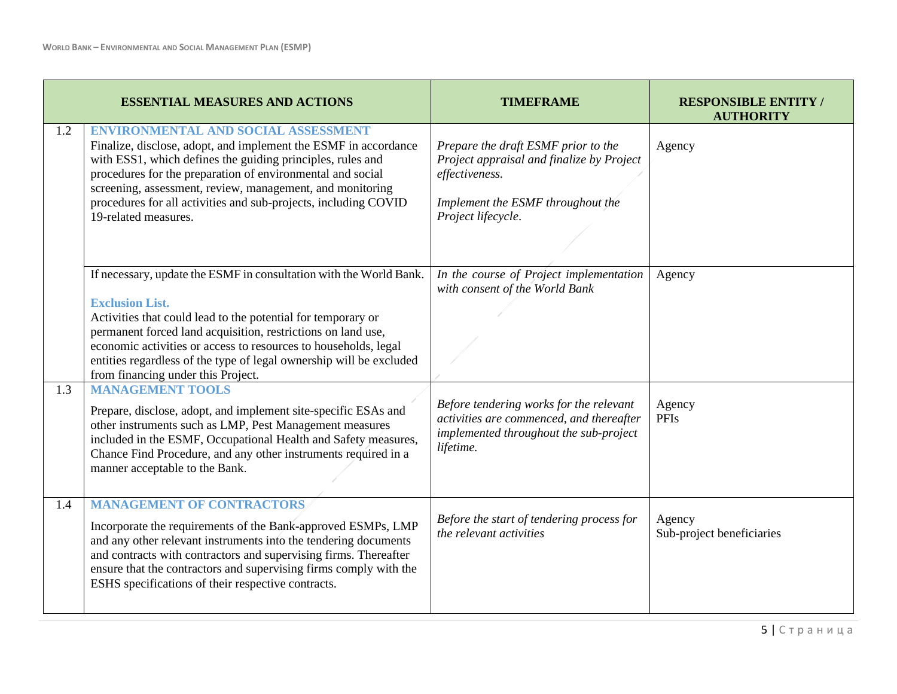| | ESSENTIAL MEASURES AND ACTIONS | TIMEFRAME | RESPONSIBLE ENTITY / AUTHORITY |
|---|---|---|---|
| 1.2 | **ENVIRONMENTAL AND SOCIAL ASSESSMENT**<br>Finalize, disclose, adopt, and implement the ESMF in accordance with ESS1, which defines the guiding principles, rules and procedures for the preparation of environmental and social screening, assessment, review, management, and monitoring procedures for all activities and sub-projects, including COVID 19-related measures. | *Prepare the draft ESMF prior to the Project appraisal and finalize by Project effectiveness.*<br><br>*Implement the ESMF throughout the Project lifecycle*. | Agency |
| | If necessary, update the ESMF in consultation with the World Bank.<br><br>**Exclusion List.**<br>Activities that could lead to the potential for temporary or permanent forced land acquisition, restrictions on land use, economic activities or access to resources to households, legal entities regardless of the type of legal ownership will be excluded from financing under this Project. | *In the course of Project implementation with consent of the World Bank* | Agency |
| 1.3 | **MANAGEMENT TOOLS**<br>Prepare, disclose, adopt, and implement site-specific ESAs and other instruments such as LMP, Pest Management measures included in the ESMF, Occupational Health and Safety measures, Chance Find Procedure, and any other instruments required in a manner acceptable to the Bank. | *Before tendering works for the relevant activities are commenced, and thereafter implemented throughout the sub-project lifetime.* | Agency<br>PFIs |
| 1.4 | **MANAGEMENT OF CONTRACTORS**<br>Incorporate the requirements of the Bank-approved ESMPs, LMP and any other relevant instruments into the tendering documents and contracts with contractors and supervising firms. Thereafter ensure that the contractors and supervising firms comply with the ESHS specifications of their respective contracts. | *Before the start of tendering process for the relevant activities* | Agency<br>Sub-project beneficiaries |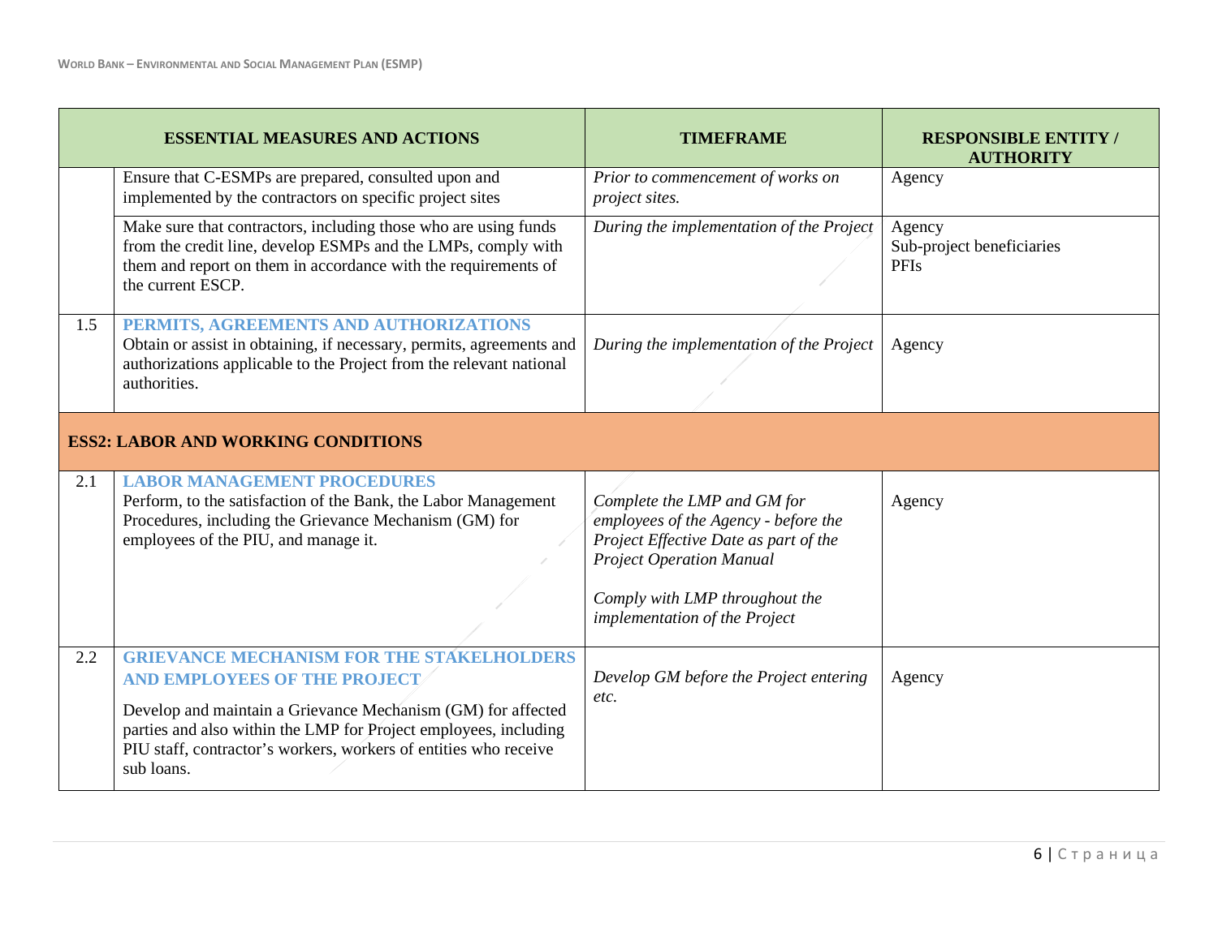| | ESSENTIAL MEASURES AND ACTIONS | TIMEFRAME | RESPONSIBLE ENTITY / AUTHORITY |
|---|---|---|---|
| | Ensure that C-ESMPs are prepared, consulted upon and implemented by the contractors on specific project sites | *Prior to commencement of works on project sites.* | Agency |
| | Make sure that contractors, including those who are using funds from the credit line, develop ESMPs and the LMPs, comply with them and report on them in accordance with the requirements of the current ESCP. | *During the implementation of the Project* | Agency<br>Sub-project beneficiaries<br>PFIs |
| 1.5 | **PERMITS, AGREEMENTS AND AUTHORIZATIONS**<br>Obtain or assist in obtaining, if necessary, permits, agreements and authorizations applicable to the Project from the relevant national authorities. | *During the implementation of the Project* | Agency |
| **ESS2: LABOR AND WORKING CONDITIONS** | | | |
| 2.1 | **LABOR MANAGEMENT PROCEDURES**<br>Perform, to the satisfaction of the Bank, the Labor Management Procedures, including the Grievance Mechanism (GM) for employees of the PIU, and manage it. | *Complete the LMP and GM for employees of the Agency - before the Project Effective Date as part of the Project Operation Manual*<br><br>*Comply with LMP throughout the implementation of the Project* | Agency |
| 2.2 | **GRIEVANCE MECHANISM FOR THE STAKEHOLDERS AND EMPLOYEES OF THE PROJECT**<br><br>Develop and maintain a Grievance Mechanism (GM) for affected parties and also within the LMP for Project employees, including PIU staff, contractor's workers, workers of entities who receive sub loans. | *Develop GM before the Project entering etc.* | Agency |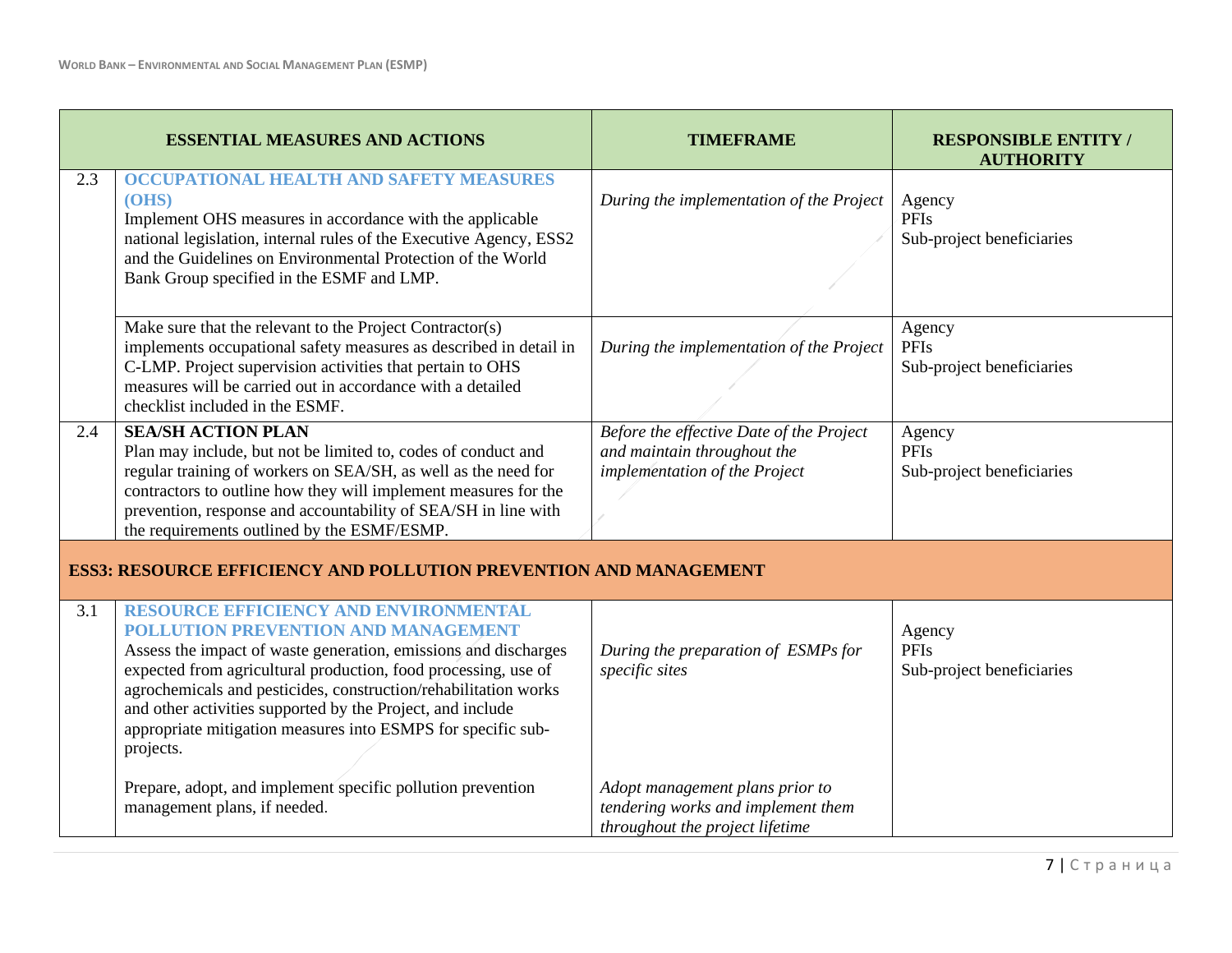| | ESSENTIAL MEASURES AND ACTIONS | TIMEFRAME | RESPONSIBLE ENTITY / AUTHORITY |
|---|---|---|---|
| 2.3 | **OCCUPATIONAL HEALTH AND SAFETY MEASURES (OHS)**<br>Implement OHS measures in accordance with the applicable national legislation, internal rules of the Executive Agency, ESS2 and the Guidelines on Environmental Protection of the World Bank Group specified in the ESMF and LMP. | *During the implementation of the Project* | Agency<br>PFIs<br>Sub-project beneficiaries |
| | Make sure that the relevant to the Project Contractor(s) implements occupational safety measures as described in detail in C-LMP. Project supervision activities that pertain to OHS measures will be carried out in accordance with a detailed checklist included in the ESMF. | *During the implementation of the Project* | Agency<br>PFIs<br>Sub-project beneficiaries |
| 2.4 | **SEA/SH ACTION PLAN**<br>Plan may include, but not be limited to, codes of conduct and regular training of workers on SEA/SH, as well as the need for contractors to outline how they will implement measures for the prevention, response and accountability of SEA/SH in line with the requirements outlined by the ESMF/ESMP. | *Before the effective Date of the Project and maintain throughout the implementation of the Project* | Agency<br>PFIs<br>Sub-project beneficiaries |
| **ESS3: RESOURCE EFFICIENCY AND POLLUTION PREVENTION AND MANAGEMENT** | | | |
| 3.1 | **RESOURCE EFFICIENCY AND ENVIRONMENTAL POLLUTION PREVENTION AND MANAGEMENT**<br>Assess the impact of waste generation, emissions and discharges expected from agricultural production, food processing, use of agrochemicals and pesticides, construction/rehabilitation works and other activities supported by the Project, and include appropriate mitigation measures into ESMPS for specific sub-projects.<br><br>Prepare, adopt, and implement specific pollution prevention management plans, if needed. | *During the preparation of ESMPs for specific sites*<br><br>*Adopt management plans prior to tendering works and implement them throughout the project lifetime* | Agency<br>PFIs<br>Sub-project beneficiaries |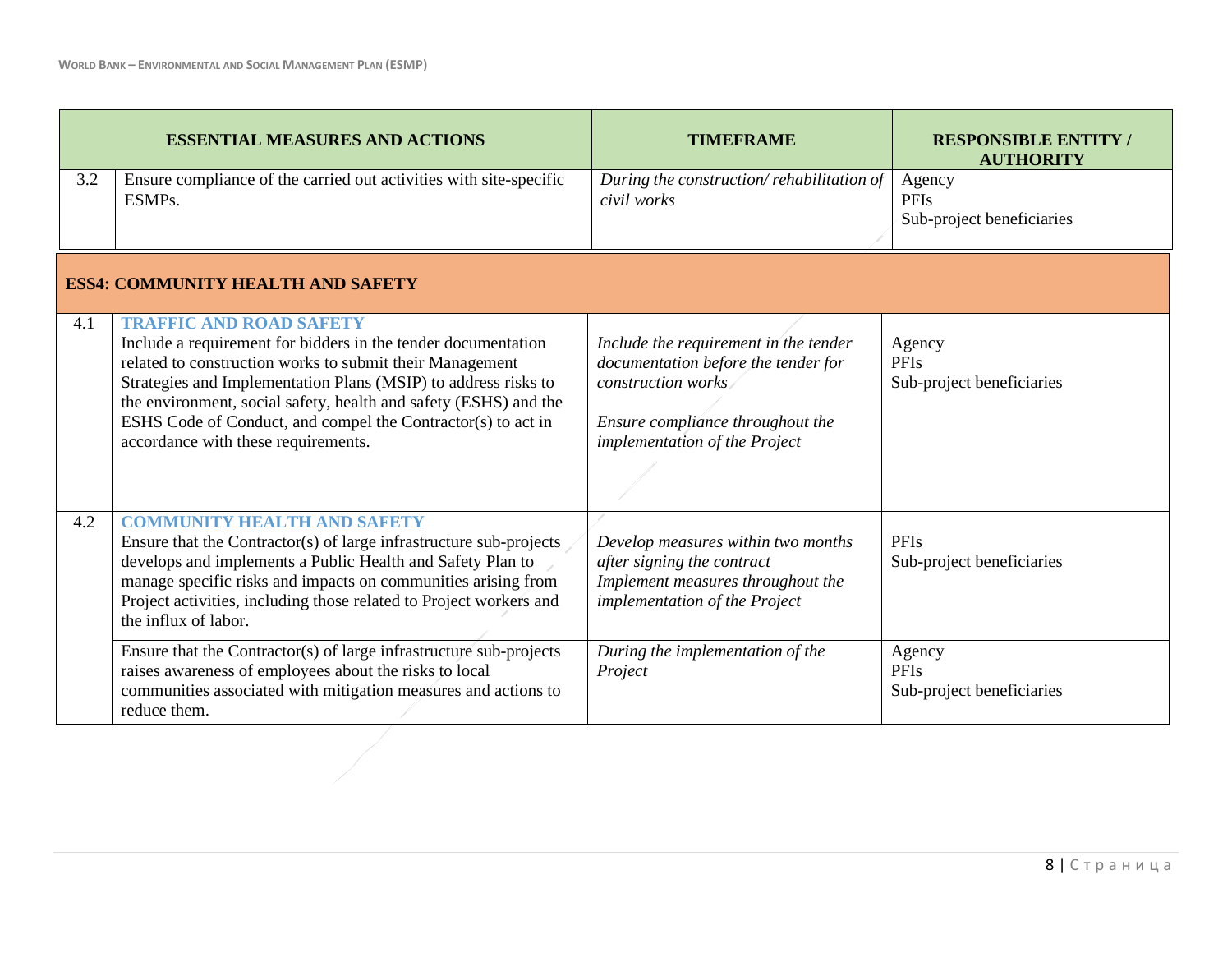| | ESSENTIAL MEASURES AND ACTIONS | TIMEFRAME | RESPONSIBLE ENTITY / AUTHORITY |
|---|---|---|---|
| 3.2 | Ensure compliance of the carried out activities with site-specific ESMPs. | *During the construction/ rehabilitation of civil works* | Agency<br>PFIs<br>Sub-project beneficiaries |
| **ESS4: COMMUNITY HEALTH AND SAFETY** | | | |
| 4.1 | **TRAFFIC AND ROAD SAFETY**<br>Include a requirement for bidders in the tender documentation related to construction works to submit their Management Strategies and Implementation Plans (MSIP) to address risks to the environment, social safety, health and safety (ESHS) and the ESHS Code of Conduct, and compel the Contractor(s) to act in accordance with these requirements. | *Include the requirement in the tender documentation before the tender for construction works*<br><br>*Ensure compliance throughout the implementation of the Project* | Agency<br>PFIs<br>Sub-project beneficiaries |
| 4.2 | **COMMUNITY HEALTH AND SAFETY**<br>Ensure that the Contractor(s) of large infrastructure sub-projects develops and implements a Public Health and Safety Plan to manage specific risks and impacts on communities arising from Project activities, including those related to Project workers and the influx of labor. | *Develop measures within two months after signing the contract*<br>*Implement measures throughout the implementation of the Project* | PFIs<br>Sub-project beneficiaries |
| | Ensure that the Contractor(s) of large infrastructure sub-projects raises awareness of employees about the risks to local communities associated with mitigation measures and actions to reduce them. | *During the implementation of the Project* | Agency<br>PFIs<br>Sub-project beneficiaries |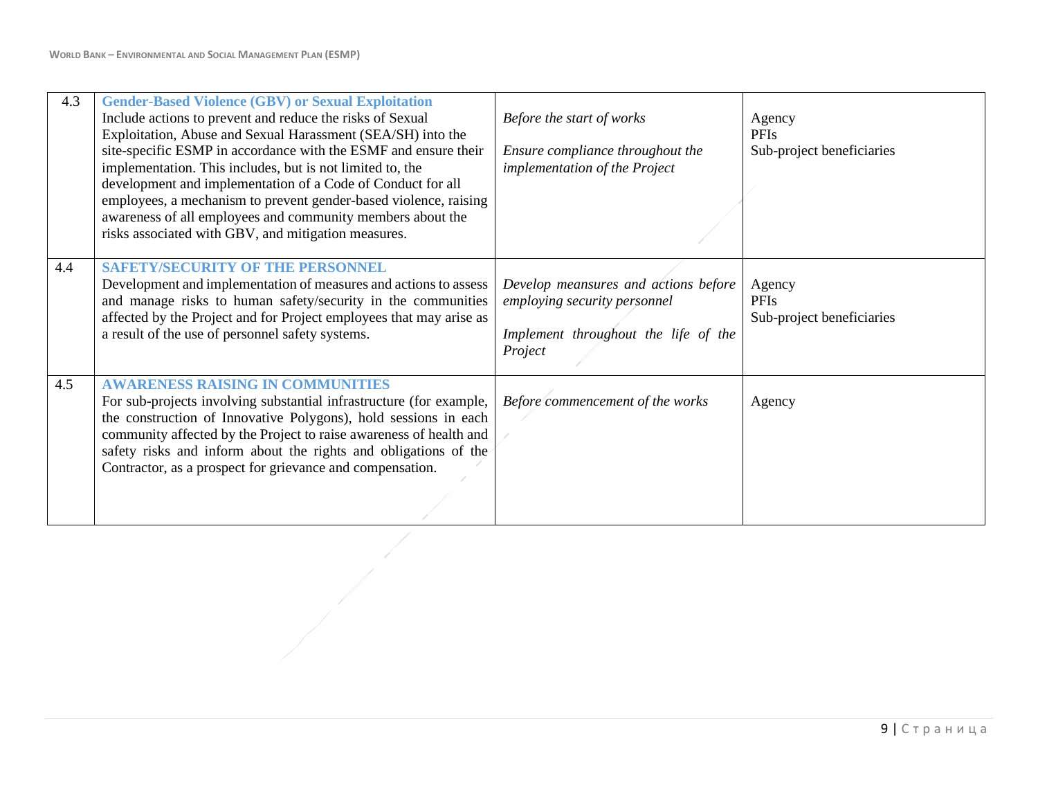| 4.3 | **Gender-Based Violence (GBV) or Sexual Exploitation**<br>Include actions to prevent and reduce the risks of Sexual Exploitation, Abuse and Sexual Harassment (SEA/SH) into the site-specific ESMP in accordance with the ESMF and ensure their implementation. This includes, but is not limited to, the development and implementation of a Code of Conduct for all employees, a mechanism to prevent gender-based violence, raising awareness of all employees and community members about the risks associated with GBV, and mitigation measures. | *Before the start of works*<br><br>*Ensure compliance throughout the implementation of the Project* | Agency<br>PFIs<br>Sub-project beneficiaries |
|---|---|---|---|
| 4.4 | **SAFETY/SECURITY OF THE PERSONNEL**<br>Development and implementation of measures and actions to assess and manage risks to human safety/security in the communities affected by the Project and for Project employees that may arise as a result of the use of personnel safety systems. | *Develop meansures and actions before employing security personnel*<br><br>*Implement throughout the life of the Project* | Agency<br>PFIs<br>Sub-project beneficiaries |
| 4.5 | **AWARENESS RAISING IN COMMUNITIES**<br>For sub-projects involving substantial infrastructure (for example, the construction of Innovative Polygons), hold sessions in each community affected by the Project to raise awareness of health and safety risks and inform about the rights and obligations of the Contractor, as a prospect for grievance and compensation. | *Before commencement of the works* | Agency |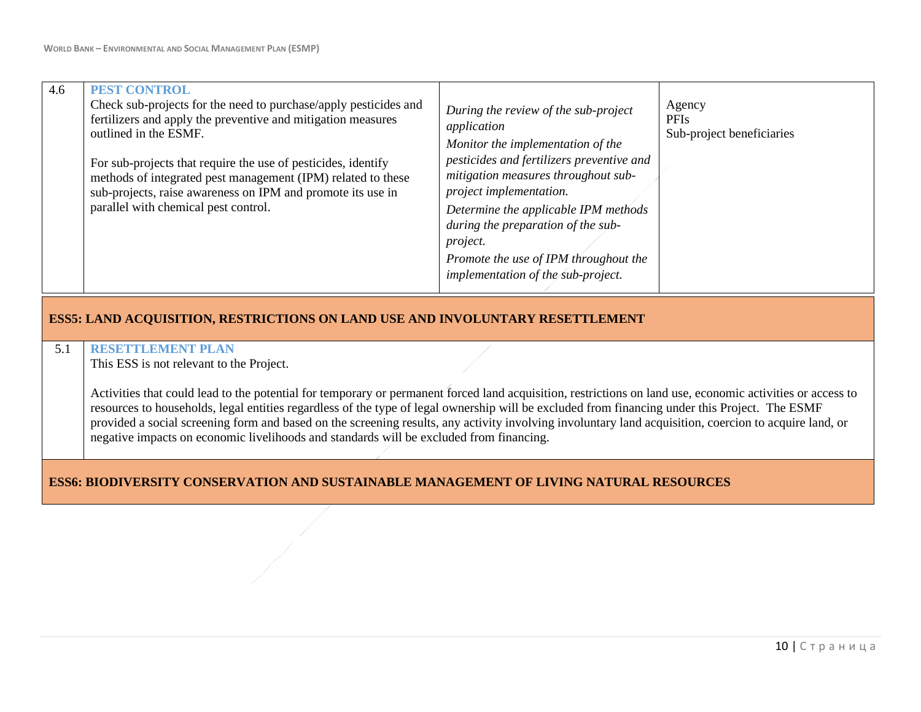| | | | |
|---|---|---|---|
| 4.6 | **PEST CONTROL**<br>Check sub-projects for the need to purchase/apply pesticides and fertilizers and apply the preventive and mitigation measures outlined in the ESMF.<br><br>For sub-projects that require the use of pesticides, identify methods of integrated pest management (IPM) related to these sub-projects, raise awareness on IPM and promote its use in parallel with chemical pest control. | *During the review of the sub-project application*<br>*Monitor the implementation of the pesticides and fertilizers preventive and mitigation measures throughout sub-project implementation.*<br>*Determine the applicable IPM methods during the preparation of the sub-project.*<br>*Promote the use of IPM throughout the implementation of the sub-project.* | Agency<br>PFIs<br>Sub-project beneficiaries |
| **ESS5: LAND ACQUISITION, RESTRICTIONS ON LAND USE AND INVOLUNTARY RESETTLEMENT** | | | |
| 5.1 | **RESETTLEMENT PLAN**<br>This ESS is not relevant to the Project.<br><br>Activities that could lead to the potential for temporary or permanent forced land acquisition, restrictions on land use, economic activities or access to resources to households, legal entities regardless of the type of legal ownership will be excluded from financing under this Project. The ESMF provided a social screening form and based on the screening results, any activity involving involuntary land acquisition, coercion to acquire land, or negative impacts on economic livelihoods and standards will be excluded from financing. | | |
| **ESS6: BIODIVERSITY CONSERVATION AND SUSTAINABLE MANAGEMENT OF LIVING NATURAL RESOURCES** | | | |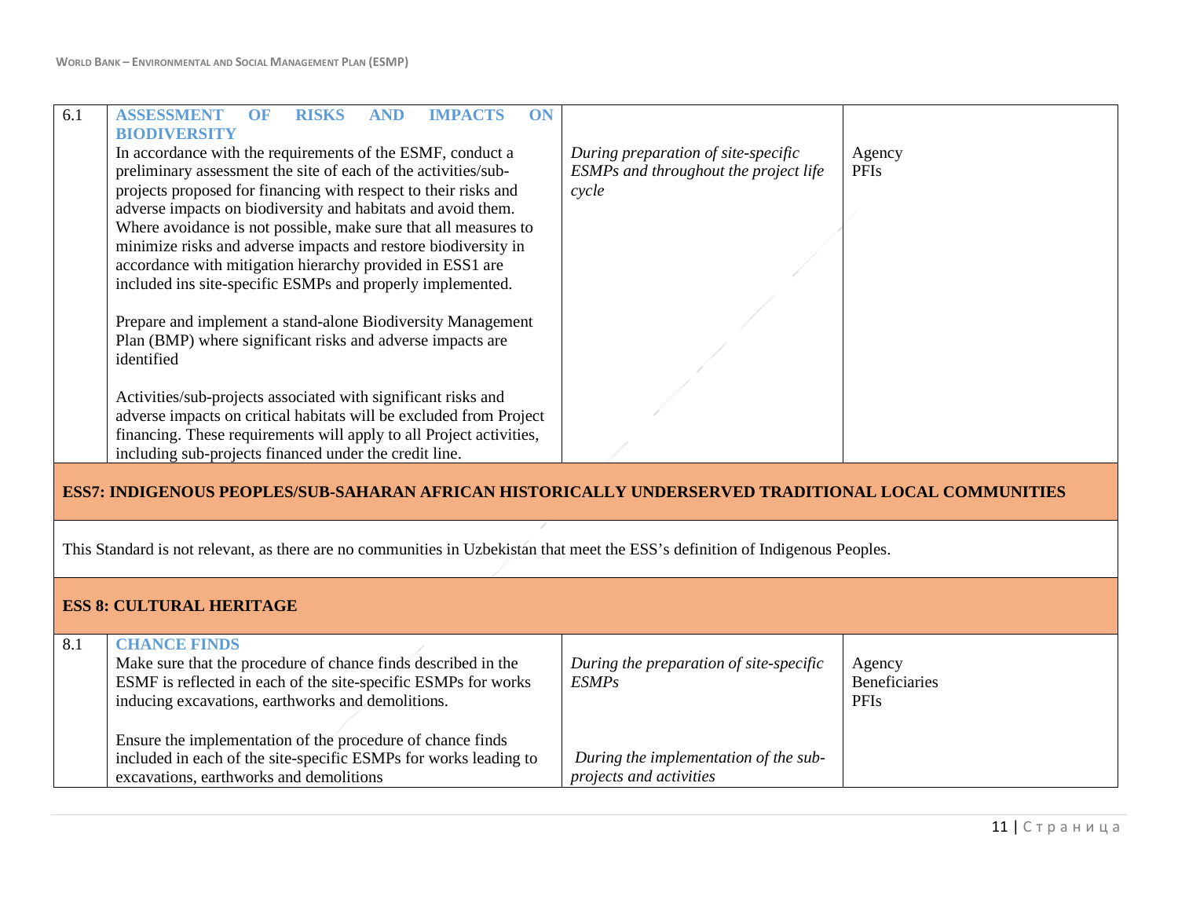| | | | |
|---|---|---|---|
| 6.1 | **ASSESSMENT OF RISKS AND IMPACTS ON BIODIVERSITY**<br>In accordance with the requirements of the ESMF, conduct a preliminary assessment the site of each of the activities/sub-projects proposed for financing with respect to their risks and adverse impacts on biodiversity and habitats and avoid them. Where avoidance is not possible, make sure that all measures to minimize risks and adverse impacts and restore biodiversity in accordance with mitigation hierarchy provided in ESS1 are included ins site-specific ESMPs and properly implemented.<br><br>Prepare and implement a stand-alone Biodiversity Management Plan (BMP) where significant risks and adverse impacts are identified<br><br>Activities/sub-projects associated with significant risks and adverse impacts on critical habitats will be excluded from Project financing. These requirements will apply to all Project activities, including sub-projects financed under the credit line. | *During preparation of site-specific ESMPs and throughout the project life cycle* | Agency<br>PFIs |
| **ESS7: INDIGENOUS PEOPLES/SUB-SAHARAN AFRICAN HISTORICALLY UNDERSERVED TRADITIONAL LOCAL COMMUNITIES** | | | |
| This Standard is not relevant, as there are no communities in Uzbekistan that meet the ESS's definition of Indigenous Peoples. | | | |
| **ESS 8: CULTURAL HERITAGE** | | | |
| 8.1 | **CHANCE FINDS**<br>Make sure that the procedure of chance finds described in the ESMF is reflected in each of the site-specific ESMPs for works inducing excavations, earthworks and demolitions.<br><br>Ensure the implementation of the procedure of chance finds included in each of the site-specific ESMPs for works leading to excavations, earthworks and demolitions | *During the preparation of site-specific ESMPs*<br><br>*During the implementation of the sub-projects and activities* | Agency<br>Beneficiaries<br>PFIs |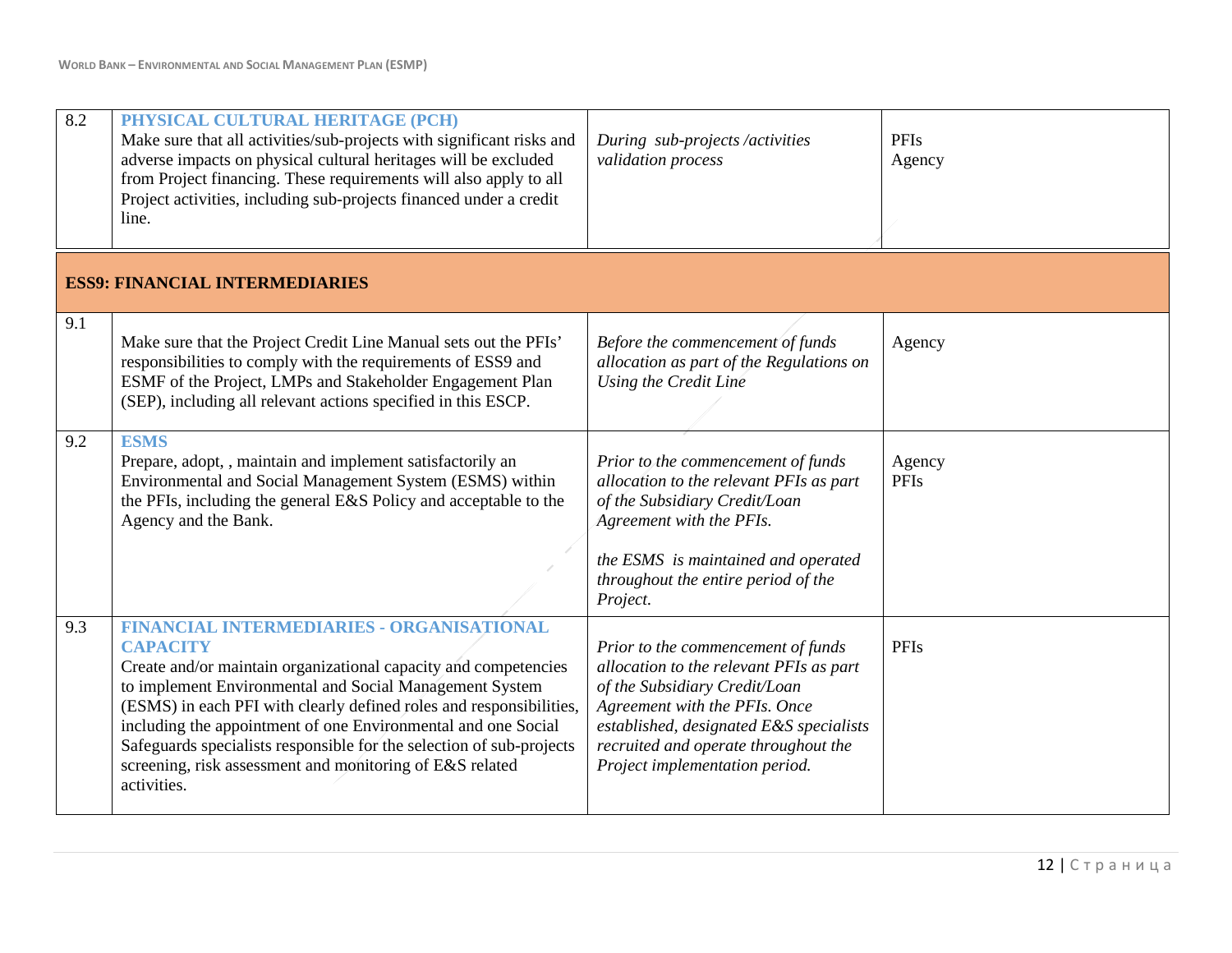| | | | |
|---|---|---|---|
| 8.2 | **PHYSICAL CULTURAL HERITAGE (PCH)**<br>Make sure that all activities/sub-projects with significant risks and adverse impacts on physical cultural heritages will be excluded from Project financing. These requirements will also apply to all Project activities, including sub-projects financed under a credit line. | *During sub-projects /activities validation process* | PFIs<br>Agency |
| **ESS9: FINANCIAL INTERMEDIARIES** | | | |
| 9.1 | Make sure that the Project Credit Line Manual sets out the PFIs' responsibilities to comply with the requirements of ESS9 and ESMF of the Project, LMPs and Stakeholder Engagement Plan (SEP), including all relevant actions specified in this ESCP. | *Before the commencement of funds allocation as part of the Regulations on Using the Credit Line* | Agency |
| 9.2 | **ESMS**<br>Prepare, adopt, , maintain and implement satisfactorily an Environmental and Social Management System (ESMS) within the PFIs, including the general E&S Policy and acceptable to the Agency and the Bank. | *Prior to the commencement of funds allocation to the relevant PFIs as part of the Subsidiary Credit/Loan Agreement with the PFIs.*<br><br>*the ESMS is maintained and operated throughout the entire period of the Project.* | Agency<br>PFIs |
| 9.3 | **FINANCIAL INTERMEDIARIES - ORGANISATIONAL CAPACITY**<br>Create and/or maintain organizational capacity and competencies to implement Environmental and Social Management System (ESMS) in each PFI with clearly defined roles and responsibilities, including the appointment of one Environmental and one Social Safeguards specialists responsible for the selection of sub-projects screening, risk assessment and monitoring of E&S related activities. | *Prior to the commencement of funds allocation to the relevant PFIs as part of the Subsidiary Credit/Loan Agreement with the PFIs. Once established, designated E&S specialists recruited and operate throughout the Project implementation period.* | PFIs |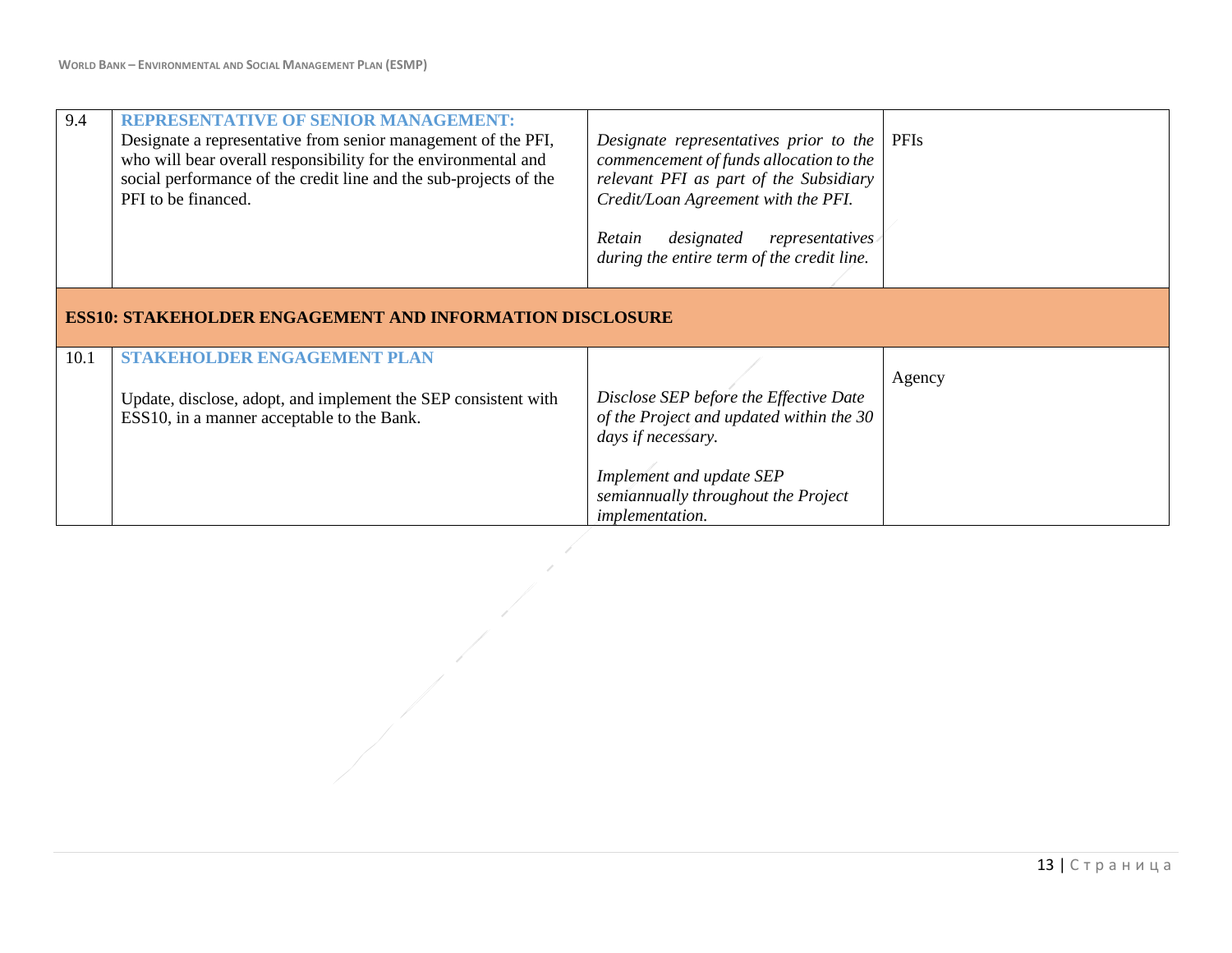| | | | |
|---|---|---|---|
| 9.4 | **REPRESENTATIVE OF SENIOR MANAGEMENT:**<br>Designate a representative from senior management of the PFI, who will bear overall responsibility for the environmental and social performance of the credit line and the sub-projects of the PFI to be financed. | *Designate representatives prior to the commencement of funds allocation to the relevant PFI as part of the Subsidiary Credit/Loan Agreement with the PFI.*<br><br>*Retain designated representatives during the entire term of the credit line.* | PFIs |
| **ESS10: STAKEHOLDER ENGAGEMENT AND INFORMATION DISCLOSURE** | | | |
| 10.1 | **STAKEHOLDER ENGAGEMENT PLAN**<br><br>Update, disclose, adopt, and implement the SEP consistent with ESS10, in a manner acceptable to the Bank. | *Disclose SEP before the Effective Date of the Project and updated within the 30 days if necessary.*<br><br>*Implement and update SEP semiannually throughout the Project implementation.* | Agency |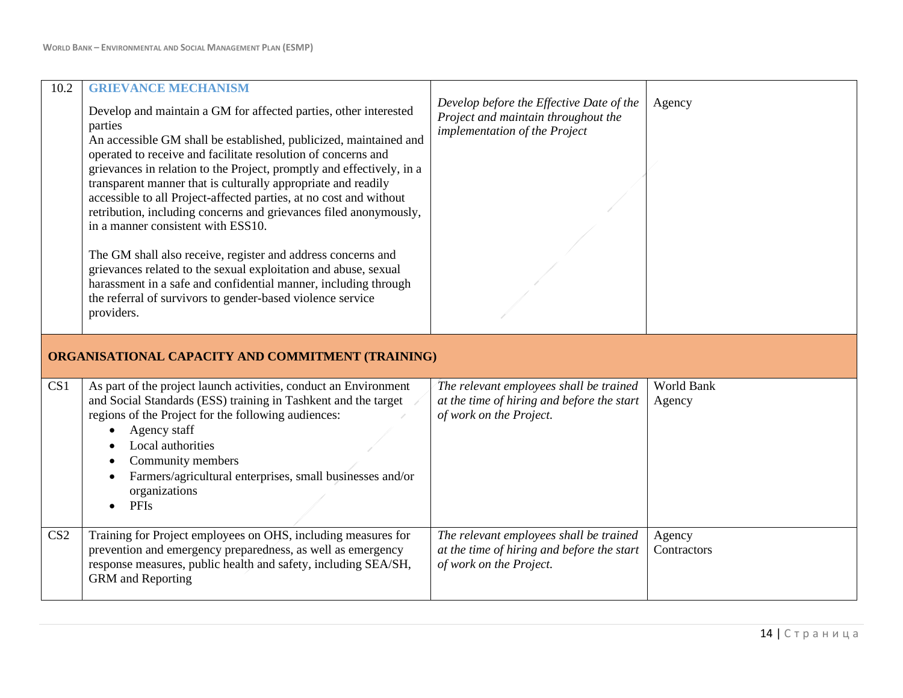| | | | |
|---|---|---|---|
| 10.2 | **GRIEVANCE MECHANISM**<br><br>Develop and maintain a GM for affected parties, other interested parties<br>An accessible GM shall be established, publicized, maintained and operated to receive and facilitate resolution of concerns and grievances in relation to the Project, promptly and effectively, in a transparent manner that is culturally appropriate and readily accessible to all Project-affected parties, at no cost and without retribution, including concerns and grievances filed anonymously, in a manner consistent with ESS10.<br><br>The GM shall also receive, register and address concerns and grievances related to the sexual exploitation and abuse, sexual harassment in a safe and confidential manner, including through the referral of survivors to gender-based violence service providers. | *Develop before the Effective Date of the Project and maintain throughout the implementation of the Project* | Agency |
| **ORGANISATIONAL CAPACITY AND COMMITMENT (TRAINING)** | | | |
| CS1 | As part of the project launch activities, conduct an Environment and Social Standards (ESS) training in Tashkent and the target regions of the Project for the following audiences:<br>• Agency staff<br>• Local authorities<br>• Community members<br>• Farmers/agricultural enterprises, small businesses and/or organizations<br>• PFIs | *The relevant employees shall be trained at the time of hiring and before the start of work on the Project.* | World Bank<br>Agency |
| CS2 | Training for Project employees on OHS, including measures for prevention and emergency preparedness, as well as emergency response measures, public health and safety, including SEA/SH, GRM and Reporting | *The relevant employees shall be trained at the time of hiring and before the start of work on the Project.* | Agency<br>Contractors |